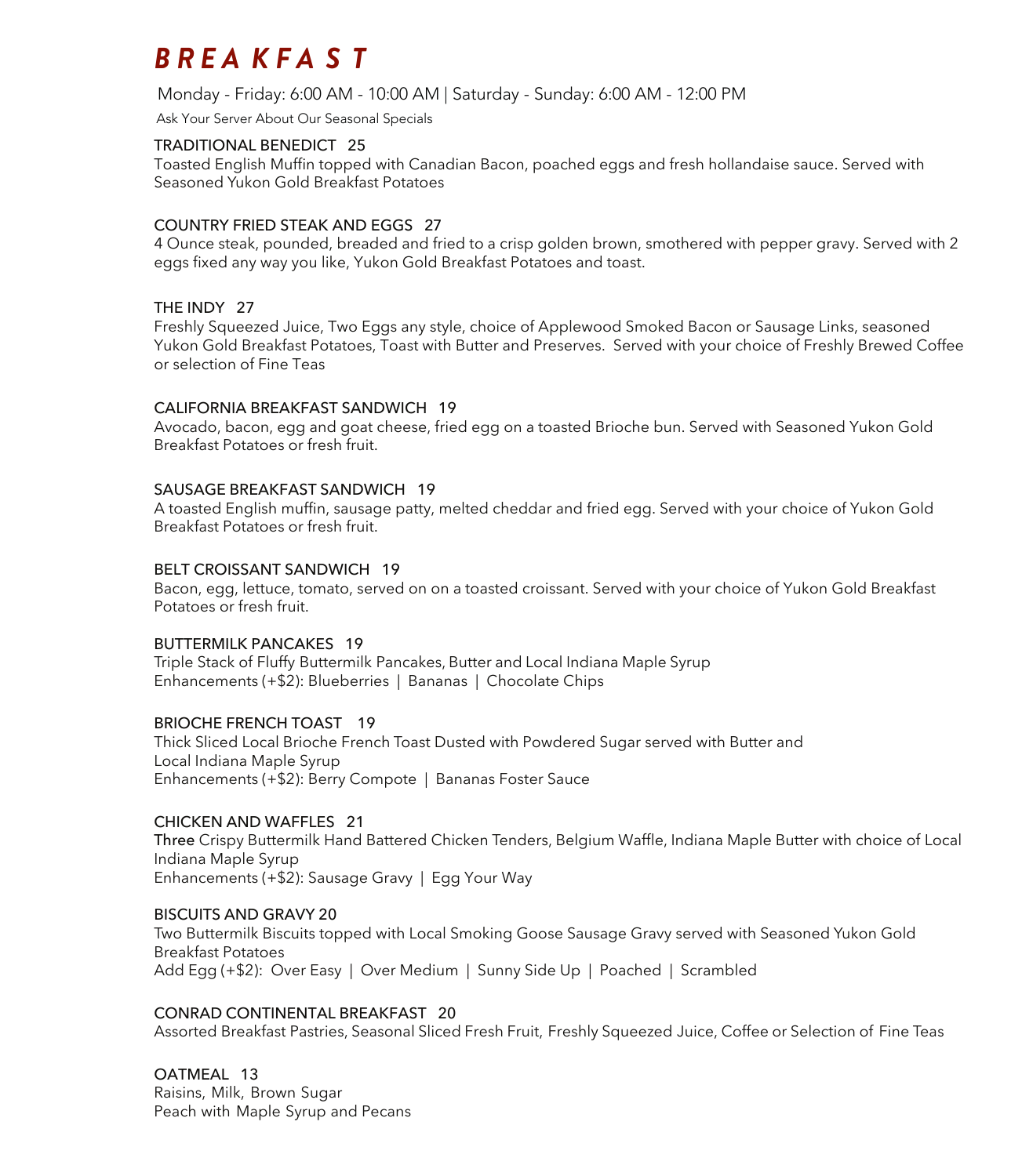# BREAKFAST

Monday - Friday: 6:00 AM - 10:00 AM | Saturday - Sunday: 6:00 AM - 12:00 PM

Ask Your Server About Our Seasonal Specials

### TRADITIONAL BENEDICT 25
Toasted English Muffin topped with Canadian Bacon, poached eggs and fresh hollandaise sauce. Served with Seasoned Yukon Gold Breakfast Potatoes

### COUNTRY FRIED STEAK AND EGGS 27
4 Ounce steak, pounded, breaded and fried to a crisp golden brown, smothered with pepper gravy. Served with 2 eggs fixed any way you like, Yukon Gold Breakfast Potatoes and toast.

### THE INDY 27
Freshly Squeezed Juice, Two Eggs any style, choice of Applewood Smoked Bacon or Sausage Links, seasoned Yukon Gold Breakfast Potatoes, Toast with Butter and Preserves. Served with your choice of Freshly Brewed Coffee or selection of Fine Teas

### CALIFORNIA BREAKFAST SANDWICH 19
Avocado, bacon, egg and goat cheese, fried egg on a toasted Brioche bun. Served with Seasoned Yukon Gold Breakfast Potatoes or fresh fruit.

### SAUSAGE BREAKFAST SANDWICH 19
A toasted English muffin, sausage patty, melted cheddar and fried egg. Served with your choice of Yukon Gold Breakfast Potatoes or fresh fruit.

### BELT CROISSANT SANDWICH 19
Bacon, egg, lettuce, tomato, served on on a toasted croissant. Served with your choice of Yukon Gold Breakfast Potatoes or fresh fruit.

### BUTTERMILK PANCAKES 19
Triple Stack of Fluffy Buttermilk Pancakes, Butter and Local Indiana Maple Syrup
Enhancements (+$2): Blueberries | Bananas | Chocolate Chips

### BRIOCHE FRENCH TOAST 19
Thick Sliced Local Brioche French Toast Dusted with Powdered Sugar served with Butter and Local Indiana Maple Syrup
Enhancements (+$2): Berry Compote | Bananas Foster Sauce

### CHICKEN AND WAFFLES 21
Three Crispy Buttermilk Hand Battered Chicken Tenders, Belgium Waffle, Indiana Maple Butter with choice of Local Indiana Maple Syrup
Enhancements (+$2): Sausage Gravy | Egg Your Way

### BISCUITS AND GRAVY 20
Two Buttermilk Biscuits topped with Local Smoking Goose Sausage Gravy served with Seasoned Yukon Gold Breakfast Potatoes
Add Egg (+$2): Over Easy | Over Medium | Sunny Side Up | Poached | Scrambled

### CONRAD CONTINENTAL BREAKFAST 20
Assorted Breakfast Pastries, Seasonal Sliced Fresh Fruit, Freshly Squeezed Juice, Coffee or Selection of Fine Teas

### OATMEAL 13
Raisins, Milk, Brown Sugar
Peach with Maple Syrup and Pecans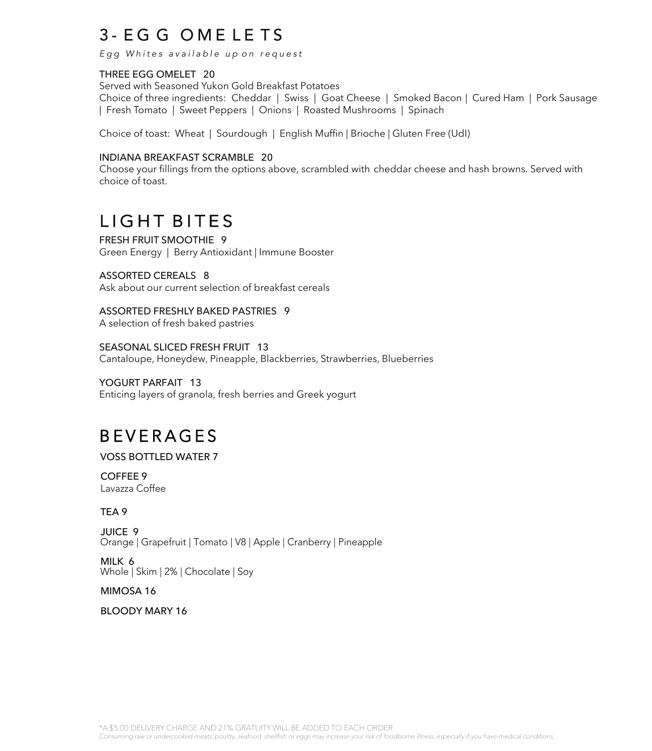## 3-EGG OMELETS

*Egg Whites available upon request*

THREE EGG OMELET 20
Served with Seasoned Yukon Gold Breakfast Potatoes
Choice of three ingredients: Cheddar | Swiss | Goat Cheese | Smoked Bacon | Cured Ham | Pork Sausage | Fresh Tomato | Sweet Peppers | Onions | Roasted Mushrooms | Spinach

Choice of toast: Wheat | Sourdough | English Muffin | Brioche | Gluten Free (Udl)

INDIANA BREAKFAST SCRAMBLE 20
Choose your fillings from the options above, scrambled with cheddar cheese and hash browns. Served with choice of toast.

## LIGHT BITES

FRESH FRUIT SMOOTHIE 9
Green Energy | Berry Antioxidant | Immune Booster

ASSORTED CEREALS 8
Ask about our current selection of breakfast cereals

ASSORTED FRESHLY BAKED PASTRIES 9
A selection of fresh baked pastries

SEASONAL SLICED FRESH FRUIT 13
Cantaloupe, Honeydew, Pineapple, Blackberries, Strawberries, Blueberries

YOGURT PARFAIT 13
Enticing layers of granola, fresh berries and Greek yogurt

## BEVERAGES

VOSS BOTTLED WATER 7

COFFEE 9
Lavazza Coffee

TEA 9

JUICE 9
Orange | Grapefruit | Tomato | V8 | Apple | Cranberry | Pineapple

MILK 6
Whole | Skim | 2% | Chocolate | Soy

MIMOSA 16

BLOODY MARY 16

*A $5.00 DELIVERY CHARGE AND 21% GRATUITY WILL BE ADDED TO EACH ORDER

*Consuming raw or undercooked meats, poultry, seafood, shellfish or eggs may increase your risk of foodborne illness, especially if you have medical conditions.*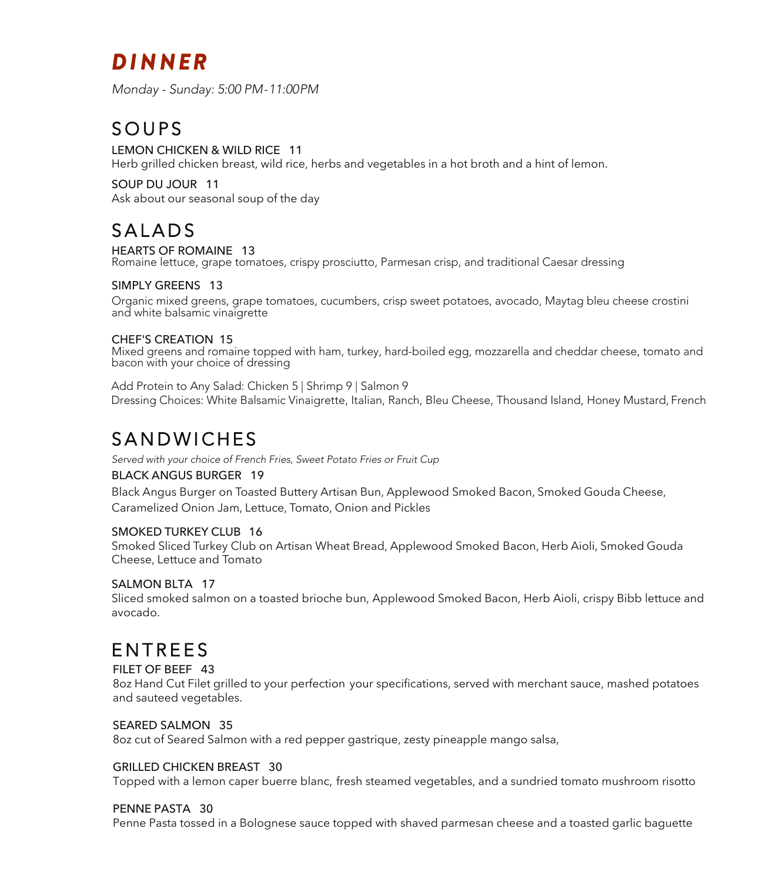# DINNER

*Monday - Sunday: 5:00 PM-11:00PM*

## SOUPS

LEMON CHICKEN & WILD RICE 11
Herb grilled chicken breast, wild rice, herbs and vegetables in a hot broth and a hint of lemon.

SOUP DU JOUR 11
Ask about our seasonal soup of the day

## SALADS

HEARTS OF ROMAINE 13
Romaine lettuce, grape tomatoes, crispy prosciutto, Parmesan crisp, and traditional Caesar dressing

SIMPLY GREENS 13
Organic mixed greens, grape tomatoes, cucumbers, crisp sweet potatoes, avocado, Maytag bleu cheese crostini and white balsamic vinaigrette

CHEF'S CREATION 15
Mixed greens and romaine topped with ham, turkey, hard-boiled egg, mozzarella and cheddar cheese, tomato and bacon with your choice of dressing

Add Protein to Any Salad: Chicken 5 | Shrimp 9 | Salmon 9
Dressing Choices: White Balsamic Vinaigrette, Italian, Ranch, Bleu Cheese, Thousand Island, Honey Mustard, French

## SANDWICHES

*Served with your choice of French Fries, Sweet Potato Fries or Fruit Cup*

BLACK ANGUS BURGER 19
Black Angus Burger on Toasted Buttery Artisan Bun, Applewood Smoked Bacon, Smoked Gouda Cheese, Caramelized Onion Jam, Lettuce, Tomato, Onion and Pickles

SMOKED TURKEY CLUB 16
Smoked Sliced Turkey Club on Artisan Wheat Bread, Applewood Smoked Bacon, Herb Aioli, Smoked Gouda Cheese, Lettuce and Tomato

SALMON BLTA 17
Sliced smoked salmon on a toasted brioche bun, Applewood Smoked Bacon, Herb Aioli, crispy Bibb lettuce and avocado.

## ENTREES

FILET OF BEEF 43
8oz Hand Cut Filet grilled to your perfection your specifications, served with merchant sauce, mashed potatoes and sauteed vegetables.

SEARED SALMON 35
8oz cut of Seared Salmon with a red pepper gastrique, zesty pineapple mango salsa,

GRILLED CHICKEN BREAST 30
Topped with a lemon caper buerre blanc, fresh steamed vegetables, and a sundried tomato mushroom risotto

PENNE PASTA 30
Penne Pasta tossed in a Bolognese sauce topped with shaved parmesan cheese and a toasted garlic baguette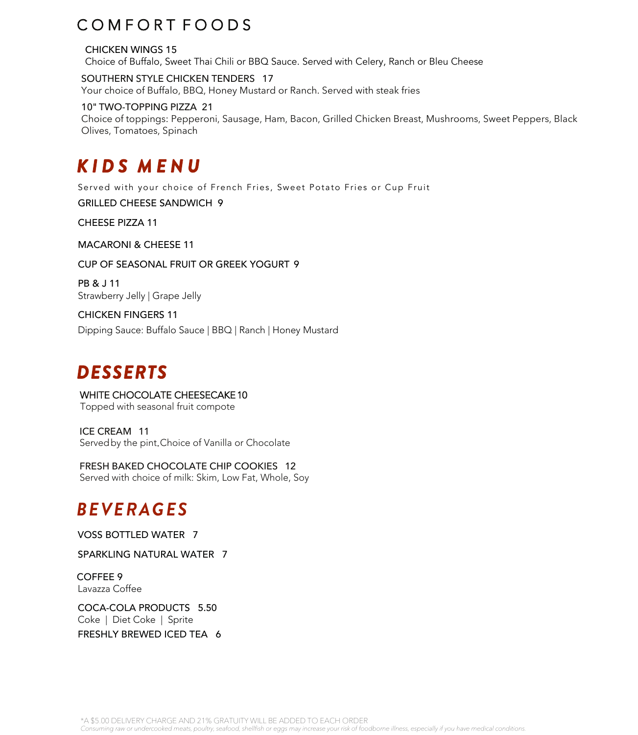# COMFORT FOODS

**CHICKEN WINGS 15**
Choice of Buffalo, Sweet Thai Chili or BBQ Sauce. Served with Celery, Ranch or Bleu Cheese

**SOUTHERN STYLE CHICKEN TENDERS 17**
Your choice of Buffalo, BBQ, Honey Mustard or Ranch. Served with steak fries

**10" TWO-TOPPING PIZZA 21**
Choice of toppings: Pepperoni, Sausage, Ham, Bacon, Grilled Chicken Breast, Mushrooms, Sweet Peppers, Black Olives, Tomatoes, Spinach

# KIDS MENU

Served with your choice of French Fries, Sweet Potato Fries or Cup Fruit

**GRILLED CHEESE SANDWICH 9**

**CHEESE PIZZA 11**

**MACARONI & CHEESE 11**

**CUP OF SEASONAL FRUIT OR GREEK YOGURT 9**

**PB & J 11**
Strawberry Jelly | Grape Jelly

**CHICKEN FINGERS 11**
Dipping Sauce: Buffalo Sauce | BBQ | Ranch | Honey Mustard

# DESSERTS

**WHITE CHOCOLATE CHEESECAKE 10**
Topped with seasonal fruit compote

**ICE CREAM 11**
Served by the pint. Choice of Vanilla or Chocolate

**FRESH BAKED CHOCOLATE CHIP COOKIES 12**
Served with choice of milk: Skim, Low Fat, Whole, Soy

# BEVERAGES

**VOSS BOTTLED WATER 7**

**SPARKLING NATURAL WATER 7**

**COFFEE 9**
Lavazza Coffee

**COCA-COLA PRODUCTS 5.50**
Coke | Diet Coke | Sprite

**FRESHLY BREWED ICED TEA 6**

*A $5.00 DELIVERY CHARGE AND 21% GRATUITY WILL BE ADDED TO EACH ORDER

*Consuming raw or undercooked meats, poultry, seafood, shellfish or eggs may increase your risk of foodborne illness, especially if you have medical conditions.*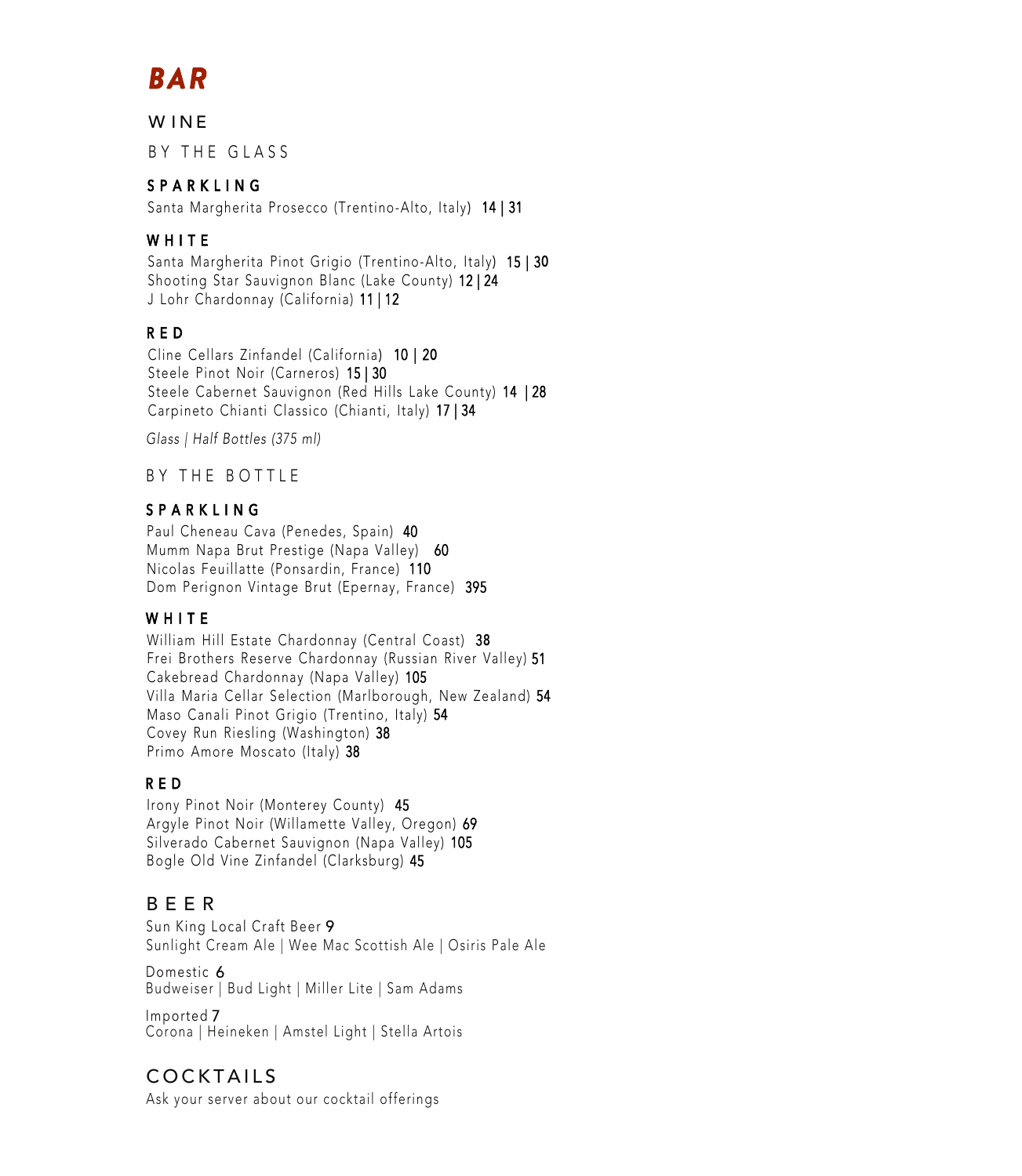# BAR

## WINE

### BY THE GLASS

#### SPARKLING

Santa Margherita Prosecco (Trentino-Alto, Italy) **14 | 31**

#### WHITE

Santa Margherita Pinot Grigio (Trentino-Alto, Italy) **15 | 30**
Shooting Star Sauvignon Blanc (Lake County) **12 | 24**
J Lohr Chardonnay (California) **11 | 12**

#### RED

Cline Cellars Zinfandel (California) **10 | 20**
Steele Pinot Noir (Carneros) **15 | 30**
Steele Cabernet Sauvignon (Red Hills Lake County) **14 | 28**
Carpineto Chianti Classico (Chianti, Italy) **17 | 34**

*Glass | Half Bottles (375 ml)*

### BY THE BOTTLE

#### SPARKLING

Paul Cheneau Cava (Penedes, Spain) **40**
Mumm Napa Brut Prestige (Napa Valley) **60**
Nicolas Feuillatte (Ponsardin, France) **110**
Dom Perignon Vintage Brut (Epernay, France) **395**

#### WHITE

William Hill Estate Chardonnay (Central Coast) **38**
Frei Brothers Reserve Chardonnay (Russian River Valley) **51**
Cakebread Chardonnay (Napa Valley) **105**
Villa Maria Cellar Selection (Marlborough, New Zealand) **54**
Maso Canali Pinot Grigio (Trentino, Italy) **54**
Covey Run Riesling (Washington) **38**
Primo Amore Moscato (Italy) **38**

#### RED

Irony Pinot Noir (Monterey County) **45**
Argyle Pinot Noir (Willamette Valley, Oregon) **69**
Silverado Cabernet Sauvignon (Napa Valley) **105**
Bogle Old Vine Zinfandel (Clarksburg) **45**

## BEER

Sun King Local Craft Beer **9**
Sunlight Cream Ale | Wee Mac Scottish Ale | Osiris Pale Ale

Domestic **6**
Budweiser | Bud Light | Miller Lite | Sam Adams

Imported **7**
Corona | Heineken | Amstel Light | Stella Artois

## COCKTAILS

Ask your server about our cocktail offerings